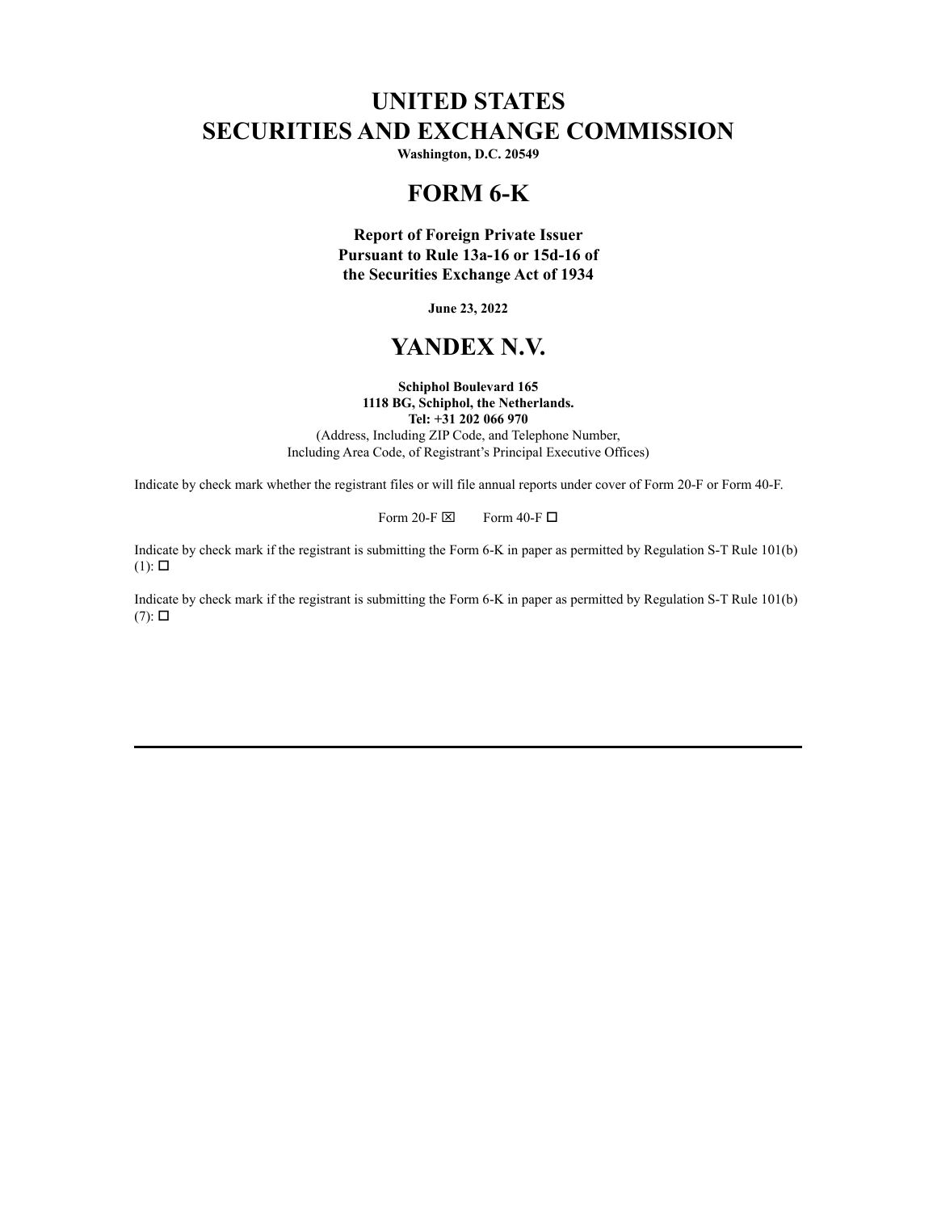# UNITED STATES
# SECURITIES AND EXCHANGE COMMISSION

**Washington, D.C. 20549**

# FORM 6-K

**Report of Foreign Private Issuer**
**Pursuant to Rule 13a-16 or 15d-16 of**
**the Securities Exchange Act of 1934**

**June 23, 2022**

# YANDEX N.V.

**Schiphol Boulevard 165**
**1118 BG, Schiphol, the Netherlands.**
**Tel: +31 202 066 970**
(Address, Including ZIP Code, and Telephone Number,
Including Area Code, of Registrant's Principal Executive Offices)

Indicate by check mark whether the registrant files or will file annual reports under cover of Form 20-F or Form 40-F.

Form 20-F ☒ Form 40-F ☐

Indicate by check mark if the registrant is submitting the Form 6-K in paper as permitted by Regulation S-T Rule 101(b)(1): ☐

Indicate by check mark if the registrant is submitting the Form 6-K in paper as permitted by Regulation S-T Rule 101(b)(7): ☐

---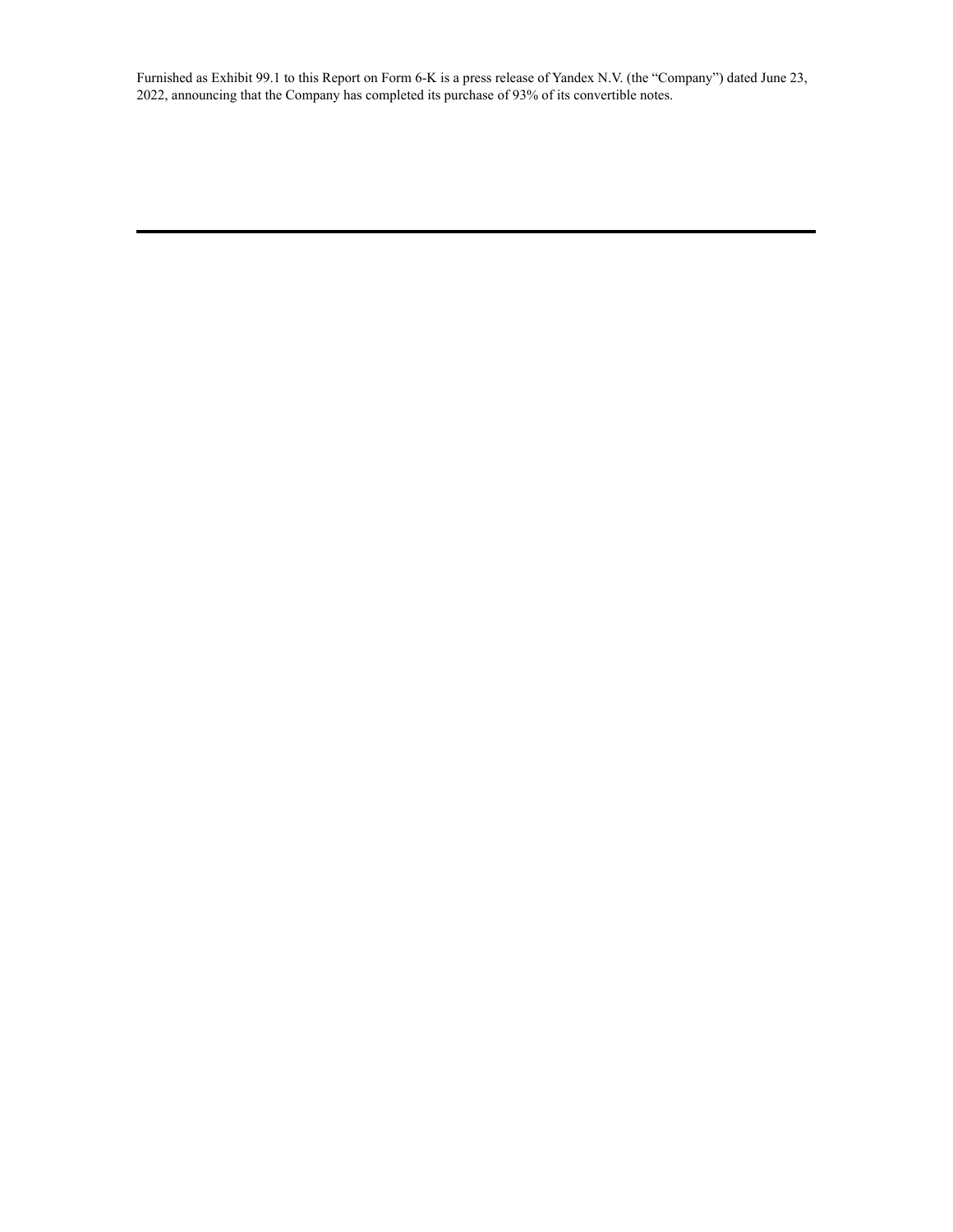Furnished as Exhibit 99.1 to this Report on Form 6-K is a press release of Yandex N.V. (the "Company") dated June 23, 2022, announcing that the Company has completed its purchase of 93% of its convertible notes.

---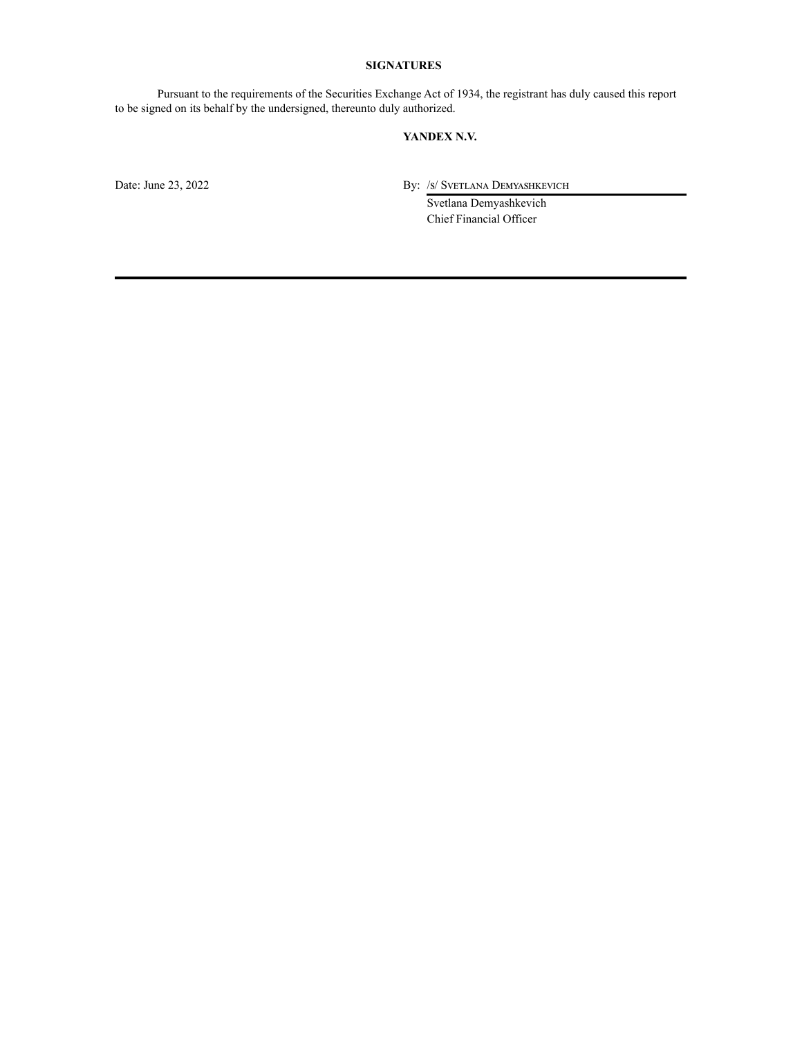## SIGNATURES

Pursuant to the requirements of the Securities Exchange Act of 1934, the registrant has duly caused this report to be signed on its behalf by the undersigned, thereunto duly authorized.

**YANDEX N.V.**

Date: June 23, 2022

By: /s/ Svetlana Demyashkevich

Svetlana Demyashkevich

Chief Financial Officer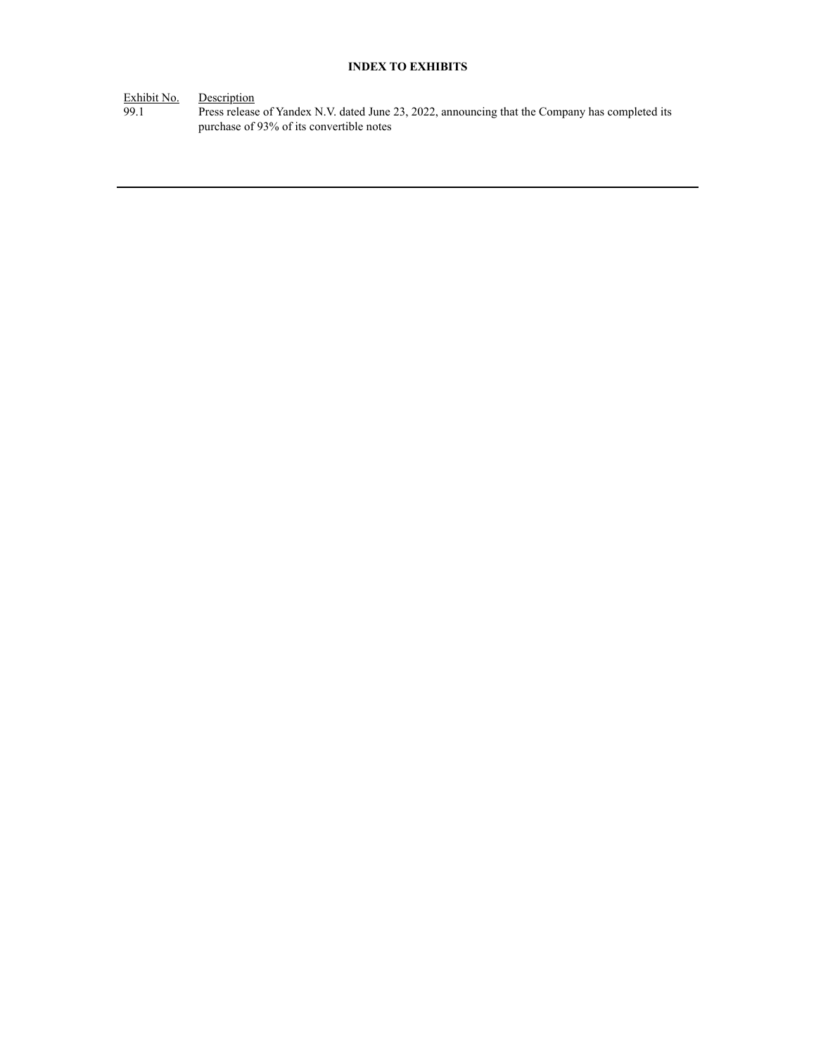**INDEX TO EXHIBITS**

| Exhibit No. | Description |
| --- | --- |
| 99.1 | Press release of Yandex N.V. dated June 23, 2022, announcing that the Company has completed its purchase of 93% of its convertible notes |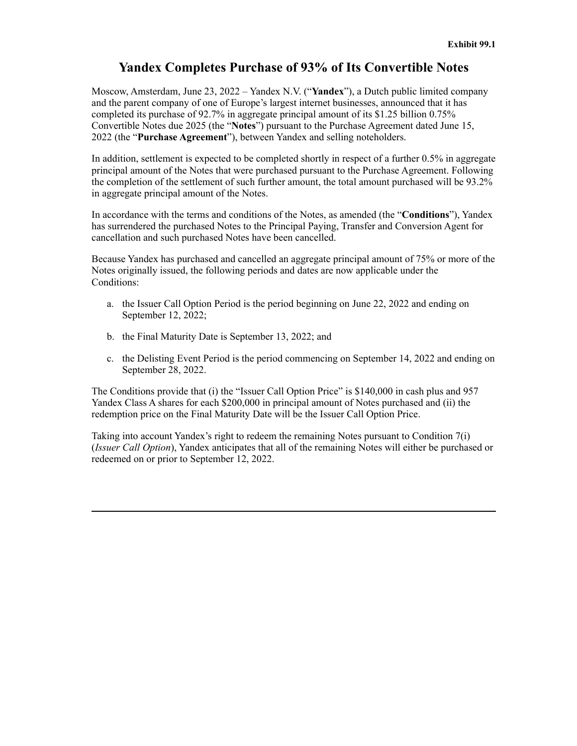**Exhibit 99.1**

# Yandex Completes Purchase of 93% of Its Convertible Notes

Moscow, Amsterdam, June 23, 2022 – Yandex N.V. ("**Yandex**"), a Dutch public limited company and the parent company of one of Europe's largest internet businesses, announced that it has completed its purchase of 92.7% in aggregate principal amount of its $1.25 billion 0.75% Convertible Notes due 2025 (the "**Notes**") pursuant to the Purchase Agreement dated June 15, 2022 (the "**Purchase Agreement**"), between Yandex and selling noteholders.

In addition, settlement is expected to be completed shortly in respect of a further 0.5% in aggregate principal amount of the Notes that were purchased pursuant to the Purchase Agreement. Following the completion of the settlement of such further amount, the total amount purchased will be 93.2% in aggregate principal amount of the Notes.

In accordance with the terms and conditions of the Notes, as amended (the "**Conditions**"), Yandex has surrendered the purchased Notes to the Principal Paying, Transfer and Conversion Agent for cancellation and such purchased Notes have been cancelled.

Because Yandex has purchased and cancelled an aggregate principal amount of 75% or more of the Notes originally issued, the following periods and dates are now applicable under the Conditions:

a. the Issuer Call Option Period is the period beginning on June 22, 2022 and ending on September 12, 2022;

b. the Final Maturity Date is September 13, 2022; and

c. the Delisting Event Period is the period commencing on September 14, 2022 and ending on September 28, 2022.

The Conditions provide that (i) the "Issuer Call Option Price" is $140,000 in cash plus and 957 Yandex Class A shares for each $200,000 in principal amount of Notes purchased and (ii) the redemption price on the Final Maturity Date will be the Issuer Call Option Price.

Taking into account Yandex's right to redeem the remaining Notes pursuant to Condition 7(i) (*Issuer Call Option*), Yandex anticipates that all of the remaining Notes will either be purchased or redeemed on or prior to September 12, 2022.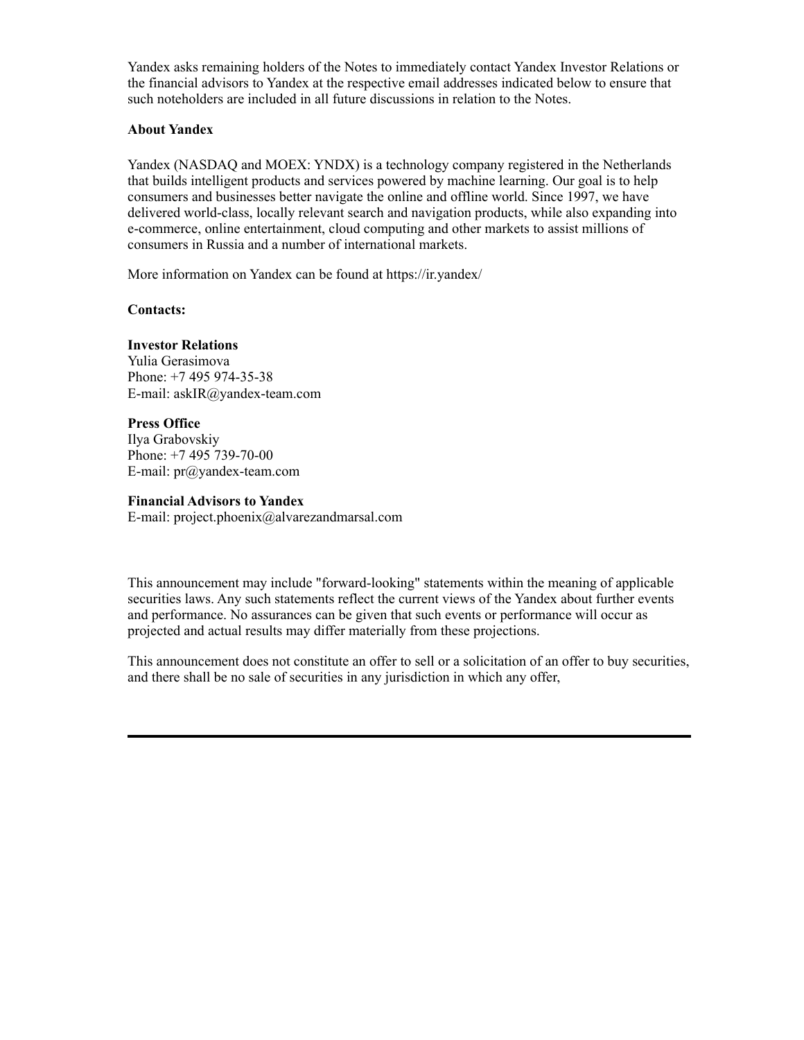Yandex asks remaining holders of the Notes to immediately contact Yandex Investor Relations or the financial advisors to Yandex at the respective email addresses indicated below to ensure that such noteholders are included in all future discussions in relation to the Notes.

**About Yandex**

Yandex (NASDAQ and MOEX: YNDX) is a technology company registered in the Netherlands that builds intelligent products and services powered by machine learning. Our goal is to help consumers and businesses better navigate the online and offline world. Since 1997, we have delivered world-class, locally relevant search and navigation products, while also expanding into e-commerce, online entertainment, cloud computing and other markets to assist millions of consumers in Russia and a number of international markets.

More information on Yandex can be found at https://ir.yandex/

**Contacts:**

**Investor Relations**
Yulia Gerasimova
Phone: +7 495 974-35-38
E-mail: askIR@yandex-team.com

**Press Office**
Ilya Grabovskiy
Phone: +7 495 739-70-00
E-mail: pr@yandex-team.com

**Financial Advisors to Yandex**
E-mail: project.phoenix@alvarezandmarsal.com

This announcement may include "forward-looking" statements within the meaning of applicable securities laws. Any such statements reflect the current views of the Yandex about further events and performance. No assurances can be given that such events or performance will occur as projected and actual results may differ materially from these projections.

This announcement does not constitute an offer to sell or a solicitation of an offer to buy securities, and there shall be no sale of securities in any jurisdiction in which any offer,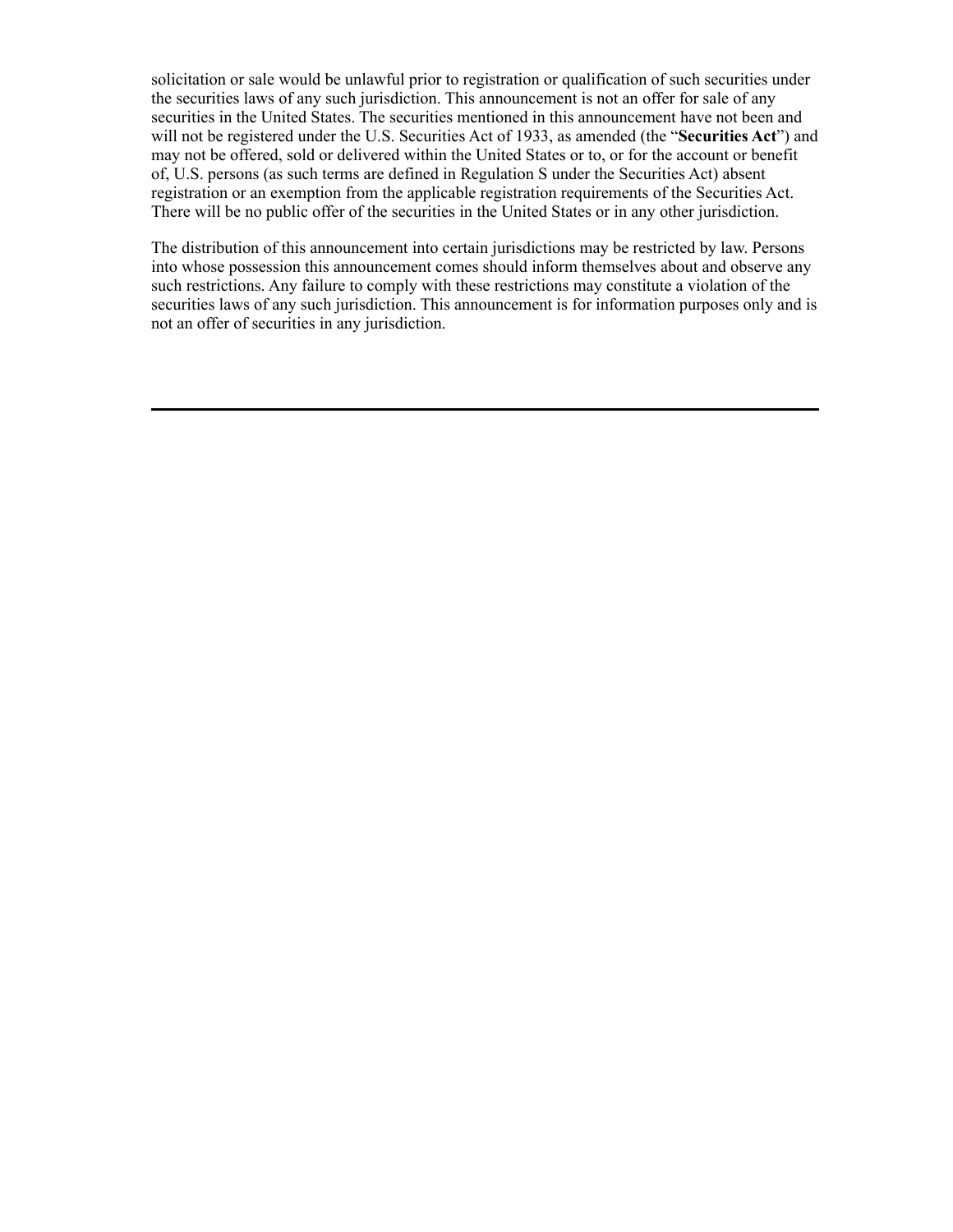solicitation or sale would be unlawful prior to registration or qualification of such securities under the securities laws of any such jurisdiction. This announcement is not an offer for sale of any securities in the United States. The securities mentioned in this announcement have not been and will not be registered under the U.S. Securities Act of 1933, as amended (the "**Securities Act**") and may not be offered, sold or delivered within the United States or to, or for the account or benefit of, U.S. persons (as such terms are defined in Regulation S under the Securities Act) absent registration or an exemption from the applicable registration requirements of the Securities Act. There will be no public offer of the securities in the United States or in any other jurisdiction.

The distribution of this announcement into certain jurisdictions may be restricted by law. Persons into whose possession this announcement comes should inform themselves about and observe any such restrictions. Any failure to comply with these restrictions may constitute a violation of the securities laws of any such jurisdiction. This announcement is for information purposes only and is not an offer of securities in any jurisdiction.

---